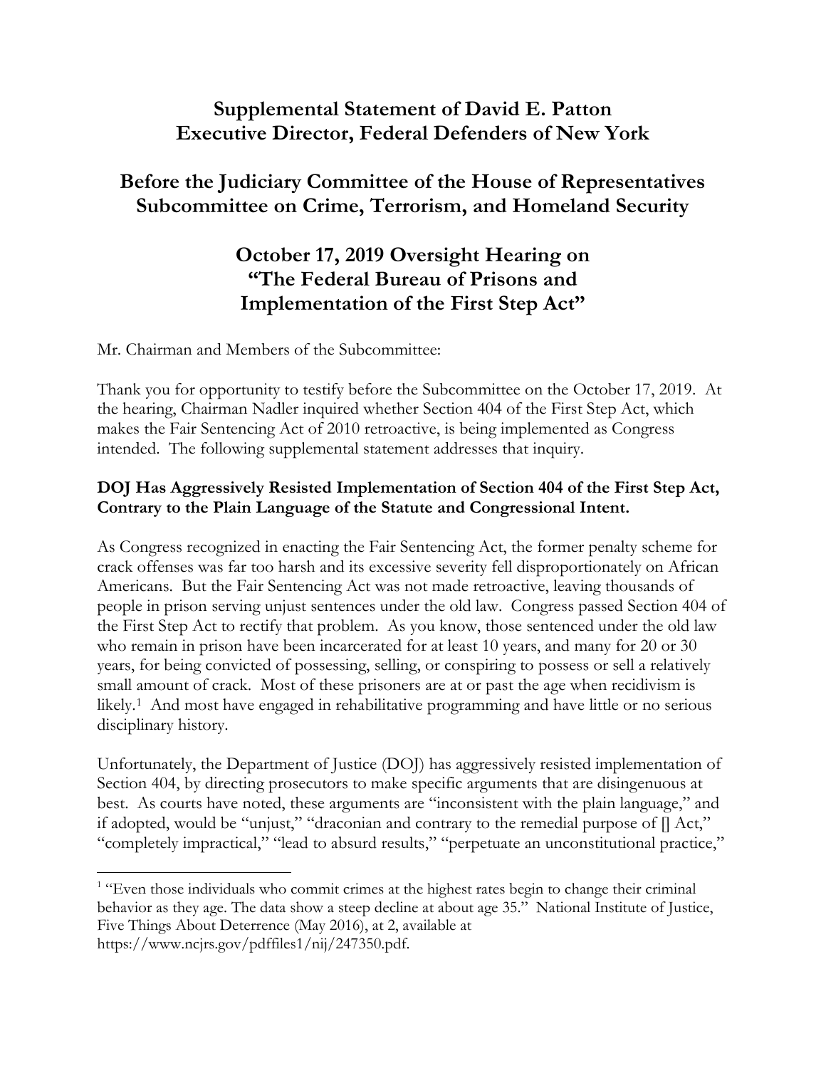# Supplemental Statement of David E. Patton
# Executive Director, Federal Defenders of New York

## Before the Judiciary Committee of the House of Representatives
## Subcommittee on Crime, Terrorism, and Homeland Security

## October 17, 2019 Oversight Hearing on "The Federal Bureau of Prisons and Implementation of the First Step Act"

Mr. Chairman and Members of the Subcommittee:

Thank you for opportunity to testify before the Subcommittee on the October 17, 2019. At the hearing, Chairman Nadler inquired whether Section 404 of the First Step Act, which makes the Fair Sentencing Act of 2010 retroactive, is being implemented as Congress intended. The following supplemental statement addresses that inquiry.

**DOJ Has Aggressively Resisted Implementation of Section 404 of the First Step Act, Contrary to the Plain Language of the Statute and Congressional Intent.**

As Congress recognized in enacting the Fair Sentencing Act, the former penalty scheme for crack offenses was far too harsh and its excessive severity fell disproportionately on African Americans. But the Fair Sentencing Act was not made retroactive, leaving thousands of people in prison serving unjust sentences under the old law. Congress passed Section 404 of the First Step Act to rectify that problem. As you know, those sentenced under the old law who remain in prison have been incarcerated for at least 10 years, and many for 20 or 30 years, for being convicted of possessing, selling, or conspiring to possess or sell a relatively small amount of crack. Most of these prisoners are at or past the age when recidivism is likely.[1] And most have engaged in rehabilitative programming and have little or no serious disciplinary history.

Unfortunately, the Department of Justice (DOJ) has aggressively resisted implementation of Section 404, by directing prosecutors to make specific arguments that are disingenuous at best. As courts have noted, these arguments are "inconsistent with the plain language," and if adopted, would be "unjust," "draconian and contrary to the remedial purpose of [] Act," "completely impractical," "lead to absurd results," "perpetuate an unconstitutional practice,"

---

[1] "Even those individuals who commit crimes at the highest rates begin to change their criminal behavior as they age. The data show a steep decline at about age 35." National Institute of Justice, Five Things About Deterrence (May 2016), at 2, available at https://www.ncjrs.gov/pdffiles1/nij/247350.pdf.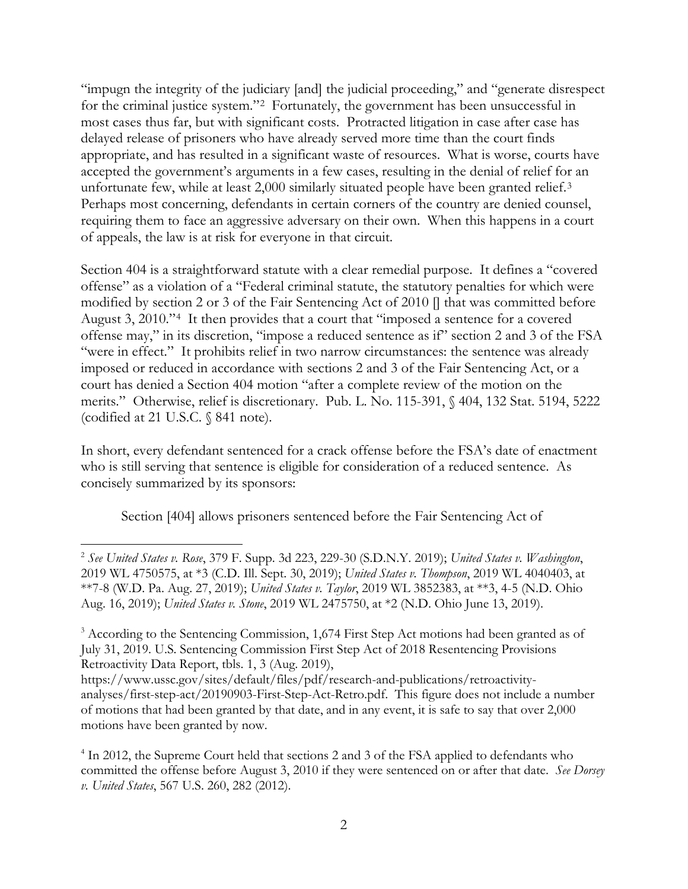"impugn the integrity of the judiciary [and] the judicial proceeding," and "generate disrespect for the criminal justice system."[2] Fortunately, the government has been unsuccessful in most cases thus far, but with significant costs. Protracted litigation in case after case has delayed release of prisoners who have already served more time than the court finds appropriate, and has resulted in a significant waste of resources. What is worse, courts have accepted the government's arguments in a few cases, resulting in the denial of relief for an unfortunate few, while at least 2,000 similarly situated people have been granted relief.[3] Perhaps most concerning, defendants in certain corners of the country are denied counsel, requiring them to face an aggressive adversary on their own. When this happens in a court of appeals, the law is at risk for everyone in that circuit.

Section 404 is a straightforward statute with a clear remedial purpose. It defines a "covered offense" as a violation of a "Federal criminal statute, the statutory penalties for which were modified by section 2 or 3 of the Fair Sentencing Act of 2010 [] that was committed before August 3, 2010."[4] It then provides that a court that "imposed a sentence for a covered offense may," in its discretion, "impose a reduced sentence as if" section 2 and 3 of the FSA "were in effect." It prohibits relief in two narrow circumstances: the sentence was already imposed or reduced in accordance with sections 2 and 3 of the Fair Sentencing Act, or a court has denied a Section 404 motion "after a complete review of the motion on the merits." Otherwise, relief is discretionary. Pub. L. No. 115-391, § 404, 132 Stat. 5194, 5222 (codified at 21 U.S.C. § 841 note).

In short, every defendant sentenced for a crack offense before the FSA's date of enactment who is still serving that sentence is eligible for consideration of a reduced sentence. As concisely summarized by its sponsors:

> Section [404] allows prisoners sentenced before the Fair Sentencing Act of

---

[2] *See United States v. Rose*, 379 F. Supp. 3d 223, 229-30 (S.D.N.Y. 2019); *United States v. Washington*, 2019 WL 4750575, at *3 (C.D. Ill. Sept. 30, 2019); *United States v. Thompson*, 2019 WL 4040403, at **7-8 (W.D. Pa. Aug. 27, 2019); *United States v. Taylor*, 2019 WL 3852383, at **3, 4-5 (N.D. Ohio Aug. 16, 2019); *United States v. Stone*, 2019 WL 2475750, at *2 (N.D. Ohio June 13, 2019).

[3] According to the Sentencing Commission, 1,674 First Step Act motions had been granted as of July 31, 2019. U.S. Sentencing Commission First Step Act of 2018 Resentencing Provisions Retroactivity Data Report, tbls. 1, 3 (Aug. 2019), https://www.ussc.gov/sites/default/files/pdf/research-and-publications/retroactivity-analyses/first-step-act/20190903-First-Step-Act-Retro.pdf. This figure does not include a number of motions that had been granted by that date, and in any event, it is safe to say that over 2,000 motions have been granted by now.

[4] In 2012, the Supreme Court held that sections 2 and 3 of the FSA applied to defendants who committed the offense before August 3, 2010 if they were sentenced on or after that date. *See Dorsey v. United States*, 567 U.S. 260, 282 (2012).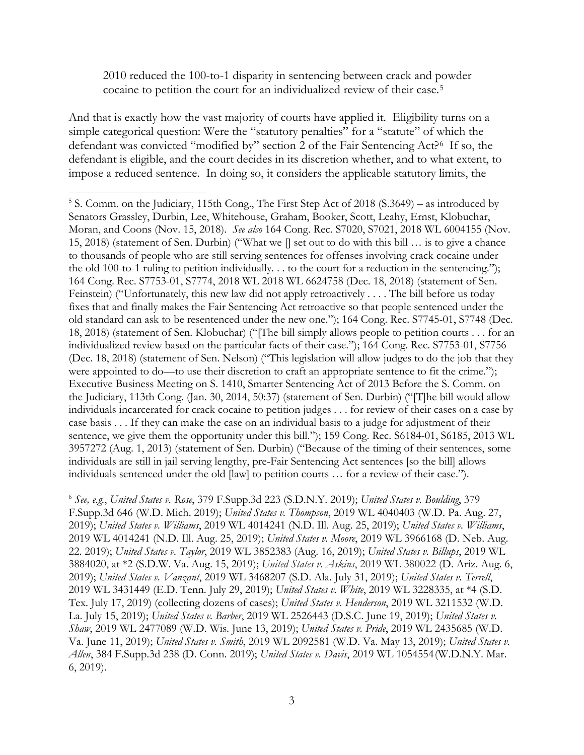2010 reduced the 100-to-1 disparity in sentencing between crack and powder cocaine to petition the court for an individualized review of their case.[5]

And that is exactly how the vast majority of courts have applied it. Eligibility turns on a simple categorical question: Were the "statutory penalties" for a "statute" of which the defendant was convicted "modified by" section 2 of the Fair Sentencing Act?[6] If so, the defendant is eligible, and the court decides in its discretion whether, and to what extent, to impose a reduced sentence. In doing so, it considers the applicable statutory limits, the

---

[5] S. Comm. on the Judiciary, 115th Cong., The First Step Act of 2018 (S.3649) – as introduced by Senators Grassley, Durbin, Lee, Whitehouse, Graham, Booker, Scott, Leahy, Ernst, Klobuchar, Moran, and Coons (Nov. 15, 2018). *See also* 164 Cong. Rec. S7020, S7021, 2018 WL 6004155 (Nov. 15, 2018) (statement of Sen. Durbin) ("What we [] set out to do with this bill … is to give a chance to thousands of people who are still serving sentences for offenses involving crack cocaine under the old 100-to-1 ruling to petition individually. . . to the court for a reduction in the sentencing."); 164 Cong. Rec. S7753-01, S7774, 2018 WL 2018 WL 6624758 (Dec. 18, 2018) (statement of Sen. Feinstein) ("Unfortunately, this new law did not apply retroactively . . . . The bill before us today fixes that and finally makes the Fair Sentencing Act retroactive so that people sentenced under the old standard can ask to be resentenced under the new one."); 164 Cong. Rec. S7745-01, S7748 (Dec. 18, 2018) (statement of Sen. Klobuchar) ("[The bill simply allows people to petition courts . . . for an individualized review based on the particular facts of their case."); 164 Cong. Rec. S7753-01, S7756 (Dec. 18, 2018) (statement of Sen. Nelson) ("This legislation will allow judges to do the job that they were appointed to do—to use their discretion to craft an appropriate sentence to fit the crime."); Executive Business Meeting on S. 1410, Smarter Sentencing Act of 2013 Before the S. Comm. on the Judiciary, 113th Cong. (Jan. 30, 2014, 50:37) (statement of Sen. Durbin) ("[T]he bill would allow individuals incarcerated for crack cocaine to petition judges . . . for review of their cases on a case by case basis . . . If they can make the case on an individual basis to a judge for adjustment of their sentence, we give them the opportunity under this bill."); 159 Cong. Rec. S6184-01, S6185, 2013 WL 3957272 (Aug. 1, 2013) (statement of Sen. Durbin) ("Because of the timing of their sentences, some individuals are still in jail serving lengthy, pre-Fair Sentencing Act sentences [so the bill] allows individuals sentenced under the old [law] to petition courts … for a review of their case.").

[6] *See, e.g.*, *United States v. Rose*, 379 F.Supp.3d 223 (S.D.N.Y. 2019); *United States v. Boulding*, 379 F.Supp.3d 646 (W.D. Mich. 2019); *United States v. Thompson*, 2019 WL 4040403 (W.D. Pa. Aug. 27, 2019); *United States v. Williams*, 2019 WL 4014241 (N.D. Ill. Aug. 25, 2019); *United States v. Williams*, 2019 WL 4014241 (N.D. Ill. Aug. 25, 2019); *United States v. Moore*, 2019 WL 3966168 (D. Neb. Aug. 22. 2019); *United States v. Taylor*, 2019 WL 3852383 (Aug. 16, 2019); *United States v. Billups*, 2019 WL 3884020, at *2 (S.D.W. Va. Aug. 15, 2019); *United States v. Askins*, 2019 WL 380022 (D. Ariz. Aug. 6, 2019); *United States v. Vanzant*, 2019 WL 3468207 (S.D. Ala. July 31, 2019); *United States v. Terrell*, 2019 WL 3431449 (E.D. Tenn. July 29, 2019); *United States v. White*, 2019 WL 3228335, at *4 (S.D. Tex. July 17, 2019) (collecting dozens of cases); *United States v. Henderson*, 2019 WL 3211532 (W.D. La. July 15, 2019); *United States v. Barber*, 2019 WL 2526443 (D.S.C. June 19, 2019); *United States v. Shaw*, 2019 WL 2477089 (W.D. Wis. June 13, 2019); *United States v. Pride*, 2019 WL 2435685 (W.D. Va. June 11, 2019); *United States v. Smith*, 2019 WL 2092581 (W.D. Va. May 13, 2019); *United States v. Allen*, 384 F.Supp.3d 238 (D. Conn. 2019); *United States v. Davis*, 2019 WL 1054554 (W.D.N.Y. Mar. 6, 2019).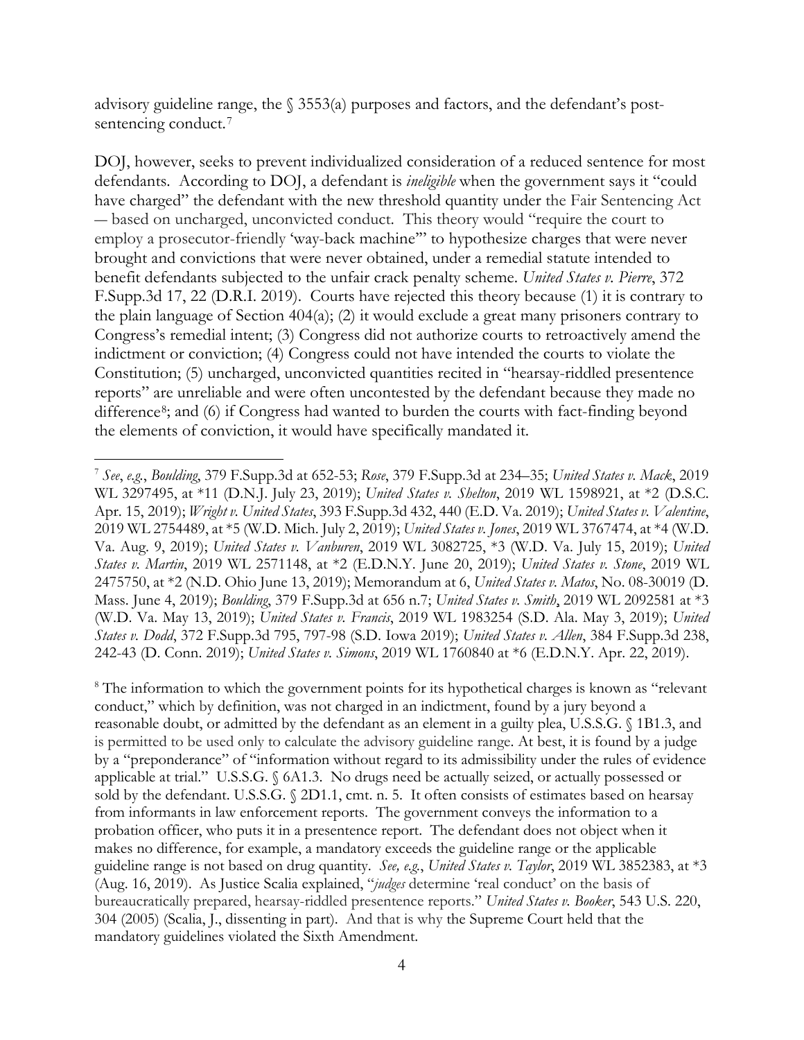advisory guideline range, the § 3553(a) purposes and factors, and the defendant's post-sentencing conduct.[7]

DOJ, however, seeks to prevent individualized consideration of a reduced sentence for most defendants. According to DOJ, a defendant is *ineligible* when the government says it "could have charged" the defendant with the new threshold quantity under the Fair Sentencing Act — based on uncharged, unconvicted conduct. This theory would "require the court to employ a prosecutor-friendly 'way-back machine'" to hypothesize charges that were never brought and convictions that were never obtained, under a remedial statute intended to benefit defendants subjected to the unfair crack penalty scheme. *United States v. Pierre*, 372 F.Supp.3d 17, 22 (D.R.I. 2019). Courts have rejected this theory because (1) it is contrary to the plain language of Section 404(a); (2) it would exclude a great many prisoners contrary to Congress's remedial intent; (3) Congress did not authorize courts to retroactively amend the indictment or conviction; (4) Congress could not have intended the courts to violate the Constitution; (5) uncharged, unconvicted quantities recited in "hearsay-riddled presentence reports" are unreliable and were often uncontested by the defendant because they made no difference[8]; and (6) if Congress had wanted to burden the courts with fact-finding beyond the elements of conviction, it would have specifically mandated it.

---

[7] *See*, *e.g.*, *Boulding*, 379 F.Supp.3d at 652-53; *Rose*, 379 F.Supp.3d at 234–35; *United States v. Mack*, 2019 WL 3297495, at *11 (D.N.J. July 23, 2019); *United States v. Shelton*, 2019 WL 1598921, at *2 (D.S.C. Apr. 15, 2019); *Wright v. United States*, 393 F.Supp.3d 432, 440 (E.D. Va. 2019); *United States v. Valentine*, 2019 WL 2754489, at *5 (W.D. Mich. July 2, 2019); *United States v. Jones*, 2019 WL 3767474, at *4 (W.D. Va. Aug. 9, 2019); *United States v. Vanburen*, 2019 WL 3082725, *3 (W.D. Va. July 15, 2019); *United States v. Martin*, 2019 WL 2571148, at *2 (E.D.N.Y. June 20, 2019); *United States v. Stone*, 2019 WL 2475750, at *2 (N.D. Ohio June 13, 2019); Memorandum at 6, *United States v. Matos*, No. 08-30019 (D. Mass. June 4, 2019); *Boulding*, 379 F.Supp.3d at 656 n.7; *United States v. Smith*, 2019 WL 2092581 at *3 (W.D. Va. May 13, 2019); *United States v. Francis*, 2019 WL 1983254 (S.D. Ala. May 3, 2019); *United States v. Dodd*, 372 F.Supp.3d 795, 797-98 (S.D. Iowa 2019); *United States v. Allen*, 384 F.Supp.3d 238, 242-43 (D. Conn. 2019); *United States v. Simons*, 2019 WL 1760840 at *6 (E.D.N.Y. Apr. 22, 2019).

[8] The information to which the government points for its hypothetical charges is known as "relevant conduct," which by definition, was not charged in an indictment, found by a jury beyond a reasonable doubt, or admitted by the defendant as an element in a guilty plea, U.S.S.G. § 1B1.3, and is permitted to be used only to calculate the advisory guideline range. At best, it is found by a judge by a "preponderance" of "information without regard to its admissibility under the rules of evidence applicable at trial." U.S.S.G. § 6A1.3. No drugs need be actually seized, or actually possessed or sold by the defendant. U.S.S.G. § 2D1.1, cmt. n. 5. It often consists of estimates based on hearsay from informants in law enforcement reports. The government conveys the information to a probation officer, who puts it in a presentence report. The defendant does not object when it makes no difference, for example, a mandatory exceeds the guideline range or the applicable guideline range is not based on drug quantity. *See, e.g.*, *United States v. Taylor*, 2019 WL 3852383, at *3 (Aug. 16, 2019). As Justice Scalia explained, "*judges* determine 'real conduct' on the basis of bureaucratically prepared, hearsay-riddled presentence reports." *United States v. Booker*, 543 U.S. 220, 304 (2005) (Scalia, J., dissenting in part). And that is why the Supreme Court held that the mandatory guidelines violated the Sixth Amendment.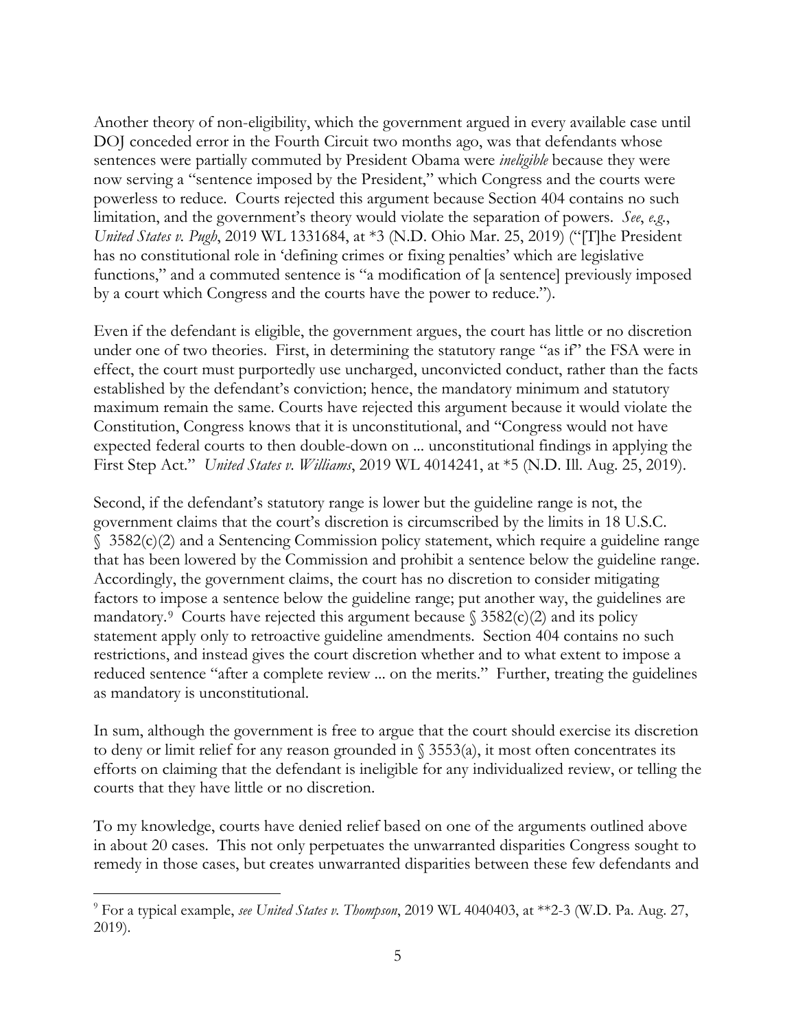Another theory of non-eligibility, which the government argued in every available case until DOJ conceded error in the Fourth Circuit two months ago, was that defendants whose sentences were partially commuted by President Obama were *ineligible* because they were now serving a "sentence imposed by the President," which Congress and the courts were powerless to reduce. Courts rejected this argument because Section 404 contains no such limitation, and the government's theory would violate the separation of powers. *See*, *e.g.*, *United States v. Pugh*, 2019 WL 1331684, at *3 (N.D. Ohio Mar. 25, 2019) ("[T]he President has no constitutional role in 'defining crimes or fixing penalties' which are legislative functions," and a commuted sentence is "a modification of [a sentence] previously imposed by a court which Congress and the courts have the power to reduce.").

Even if the defendant is eligible, the government argues, the court has little or no discretion under one of two theories. First, in determining the statutory range "as if" the FSA were in effect, the court must purportedly use uncharged, unconvicted conduct, rather than the facts established by the defendant's conviction; hence, the mandatory minimum and statutory maximum remain the same. Courts have rejected this argument because it would violate the Constitution, Congress knows that it is unconstitutional, and "Congress would not have expected federal courts to then double-down on ... unconstitutional findings in applying the First Step Act." *United States v. Williams*, 2019 WL 4014241, at *5 (N.D. Ill. Aug. 25, 2019).

Second, if the defendant's statutory range is lower but the guideline range is not, the government claims that the court's discretion is circumscribed by the limits in 18 U.S.C. § 3582(c)(2) and a Sentencing Commission policy statement, which require a guideline range that has been lowered by the Commission and prohibit a sentence below the guideline range. Accordingly, the government claims, the court has no discretion to consider mitigating factors to impose a sentence below the guideline range; put another way, the guidelines are mandatory.[9] Courts have rejected this argument because § 3582(c)(2) and its policy statement apply only to retroactive guideline amendments. Section 404 contains no such restrictions, and instead gives the court discretion whether and to what extent to impose a reduced sentence "after a complete review ... on the merits." Further, treating the guidelines as mandatory is unconstitutional.

In sum, although the government is free to argue that the court should exercise its discretion to deny or limit relief for any reason grounded in § 3553(a), it most often concentrates its efforts on claiming that the defendant is ineligible for any individualized review, or telling the courts that they have little or no discretion.

To my knowledge, courts have denied relief based on one of the arguments outlined above in about 20 cases. This not only perpetuates the unwarranted disparities Congress sought to remedy in those cases, but creates unwarranted disparities between these few defendants and

---

[9] For a typical example, *see United States v. Thompson*, 2019 WL 4040403, at **2-3 (W.D. Pa. Aug. 27, 2019).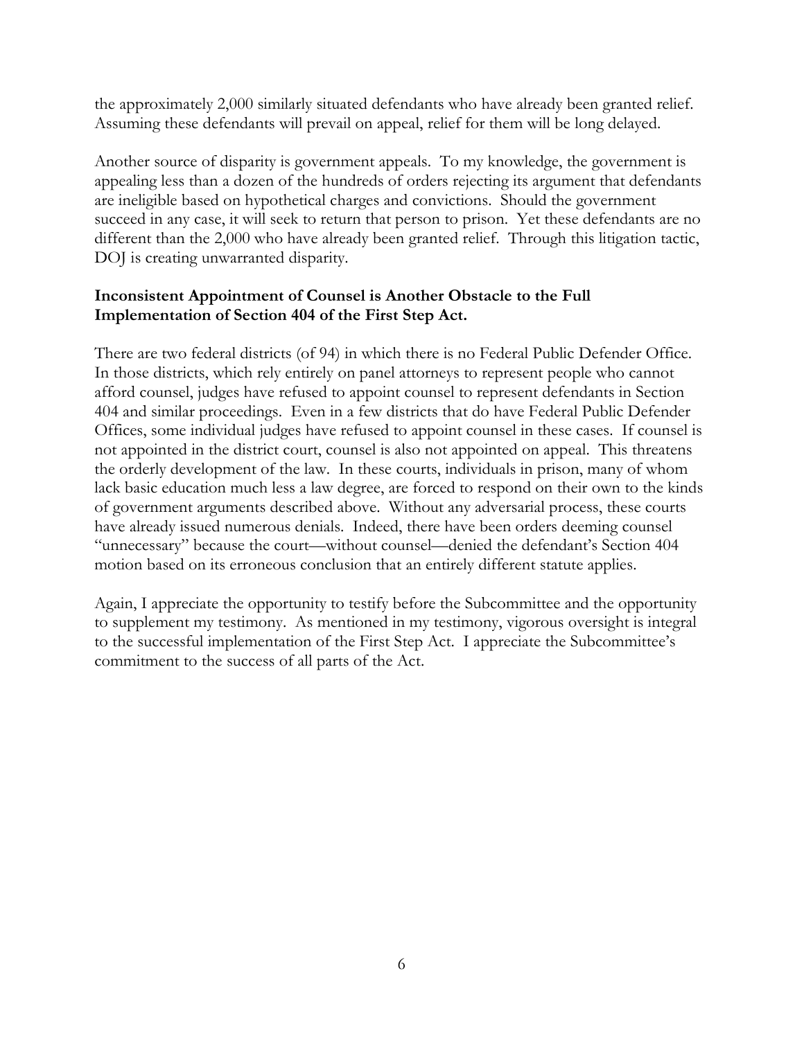the approximately 2,000 similarly situated defendants who have already been granted relief. Assuming these defendants will prevail on appeal, relief for them will be long delayed.

Another source of disparity is government appeals. To my knowledge, the government is appealing less than a dozen of the hundreds of orders rejecting its argument that defendants are ineligible based on hypothetical charges and convictions. Should the government succeed in any case, it will seek to return that person to prison. Yet these defendants are no different than the 2,000 who have already been granted relief. Through this litigation tactic, DOJ is creating unwarranted disparity.

**Inconsistent Appointment of Counsel is Another Obstacle to the Full Implementation of Section 404 of the First Step Act.**

There are two federal districts (of 94) in which there is no Federal Public Defender Office. In those districts, which rely entirely on panel attorneys to represent people who cannot afford counsel, judges have refused to appoint counsel to represent defendants in Section 404 and similar proceedings. Even in a few districts that do have Federal Public Defender Offices, some individual judges have refused to appoint counsel in these cases. If counsel is not appointed in the district court, counsel is also not appointed on appeal. This threatens the orderly development of the law. In these courts, individuals in prison, many of whom lack basic education much less a law degree, are forced to respond on their own to the kinds of government arguments described above. Without any adversarial process, these courts have already issued numerous denials. Indeed, there have been orders deeming counsel "unnecessary" because the court—without counsel—denied the defendant's Section 404 motion based on its erroneous conclusion that an entirely different statute applies.

Again, I appreciate the opportunity to testify before the Subcommittee and the opportunity to supplement my testimony. As mentioned in my testimony, vigorous oversight is integral to the successful implementation of the First Step Act. I appreciate the Subcommittee's commitment to the success of all parts of the Act.